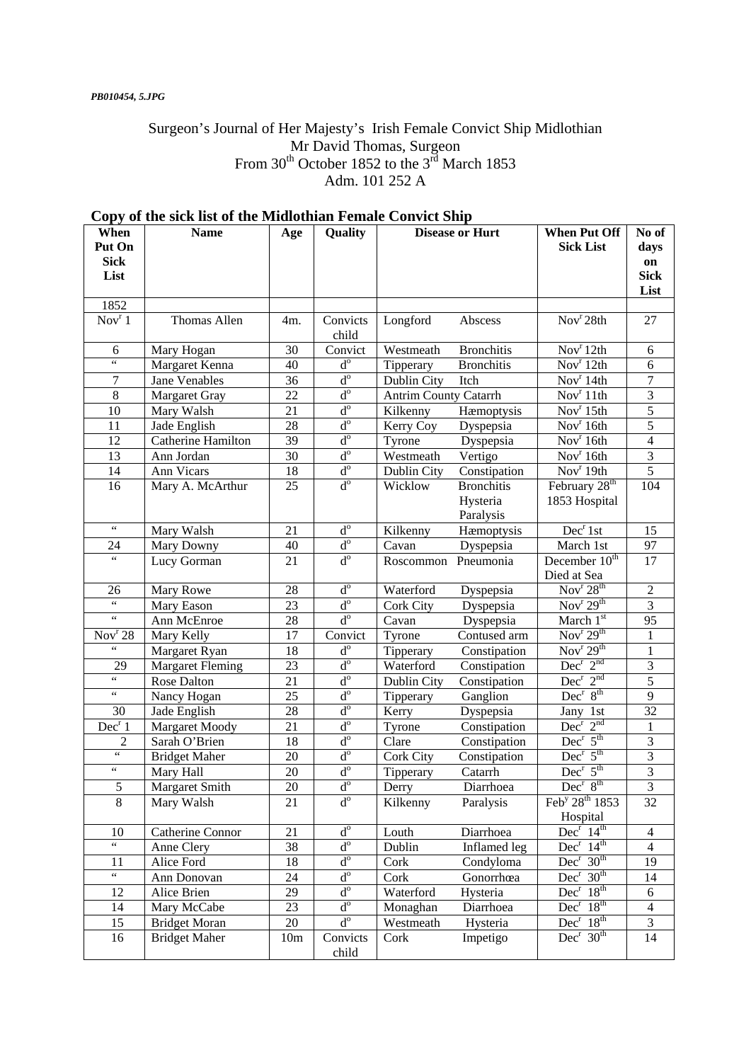*PB010454, 5.JPG*

Surgeon's Journal of Her Majesty's Irish Female Convict Ship Midlothian
Mr David Thomas, Surgeon
From 30th October 1852 to the 3rd March 1853
Adm. 101 252 A

## Copy of the sick list of the Midlothian Female Convict Ship

| When Put On Sick List | Name | Age | Quality | Disease or Hurt | | When Put Off Sick List | No of days on Sick List |
|---|---|---|---|---|---|---|---|
| 1852 | | | | | | | |
| Novr 1 | Thomas Allen | 4m. | Convicts child | Longford | Abscess | Novr 28th | 27 |
| 6 | Mary Hogan | 30 | Convict | Westmeath | Bronchitis | Novr 12th | 6 |
| " | Margaret Kenna | 40 | do | Tipperary | Bronchitis | Novr 12th | 6 |
| 7 | Jane Venables | 36 | do | Dublin City | Itch | Novr 14th | 7 |
| 8 | Margaret Gray | 22 | do | Antrim County | Catarrh | Novr 11th | 3 |
| 10 | Mary Walsh | 21 | do | Kilkenny | Hæmoptysis | Novr 15th | 5 |
| 11 | Jade English | 28 | do | Kerry Coy | Dyspepsia | Novr 16th | 5 |
| 12 | Catherine Hamilton | 39 | do | Tyrone | Dyspepsia | Novr 16th | 4 |
| 13 | Ann Jordan | 30 | do | Westmeath | Vertigo | Novr 16th | 3 |
| 14 | Ann Vicars | 18 | do | Dublin City | Constipation | Novr 19th | 5 |
| 16 | Mary A. McArthur | 25 | do | Wicklow | Bronchitis Hysteria Paralysis | February 28th 1853 Hospital | 104 |
| " | Mary Walsh | 21 | do | Kilkenny | Hæmoptysis | Decr 1st | 15 |
| 24 | Mary Downy | 40 | do | Cavan | Dyspepsia | March 1st | 97 |
| " | Lucy Gorman | 21 | do | Roscommon | Pneumonia | December 10th Died at Sea | 17 |
| 26 | Mary Rowe | 28 | do | Waterford | Dyspepsia | Novr 28th | 2 |
| " | Mary Eason | 23 | do | Cork City | Dyspepsia | Novr 29th | 3 |
| " | Ann McEnroe | 28 | do | Cavan | Dyspepsia | March 1st | 95 |
| Novr 28 | Mary Kelly | 17 | Convict | Tyrone | Contused arm | Novr 29th | 1 |
| " | Margaret Ryan | 18 | do | Tipperary | Constipation | Novr 29th | 1 |
| 29 | Margaret Fleming | 23 | do | Waterford | Constipation | Decr 2nd | 3 |
| " | Rose Dalton | 21 | do | Dublin City | Constipation | Decr 2nd | 5 |
| " | Nancy Hogan | 25 | do | Tipperary | Ganglion | Decr 8th | 9 |
| 30 | Jade English | 28 | do | Kerry | Dyspepsia | Jany 1st | 32 |
| Decr 1 | Margaret Moody | 21 | do | Tyrone | Constipation | Decr 2nd | 1 |
| 2 | Sarah O'Brien | 18 | do | Clare | Constipation | Decr 5th | 3 |
| " | Bridget Maher | 20 | do | Cork City | Constipation | Decr 5th | 3 |
| " | Mary Hall | 20 | do | Tipperary | Catarrh | Decr 5th | 3 |
| 5 | Margaret Smith | 20 | do | Derry | Diarrhoea | Decr 8th | 3 |
| 8 | Mary Walsh | 21 | do | Kilkenny | Paralysis | Feby 28th 1853 Hospital | 32 |
| 10 | Catherine Connor | 21 | do | Louth | Diarrhoea | Decr 14th | 4 |
| " | Anne Clery | 38 | do | Dublin | Inflamed leg | Decr 14th | 4 |
| 11 | Alice Ford | 18 | do | Cork | Condyloma | Decr 30th | 19 |
| " | Ann Donovan | 24 | do | Cork | Gonorrhœa | Decr 30th | 14 |
| 12 | Alice Brien | 29 | do | Waterford | Hysteria | Decr 18th | 6 |
| 14 | Mary McCabe | 23 | do | Monaghan | Diarrhoea | Decr 18th | 4 |
| 15 | Bridget Moran | 20 | do | Westmeath | Hysteria | Decr 18th | 3 |
| 16 | Bridget Maher | 10m | Convicts child | Cork | Impetigo | Decr 30th | 14 |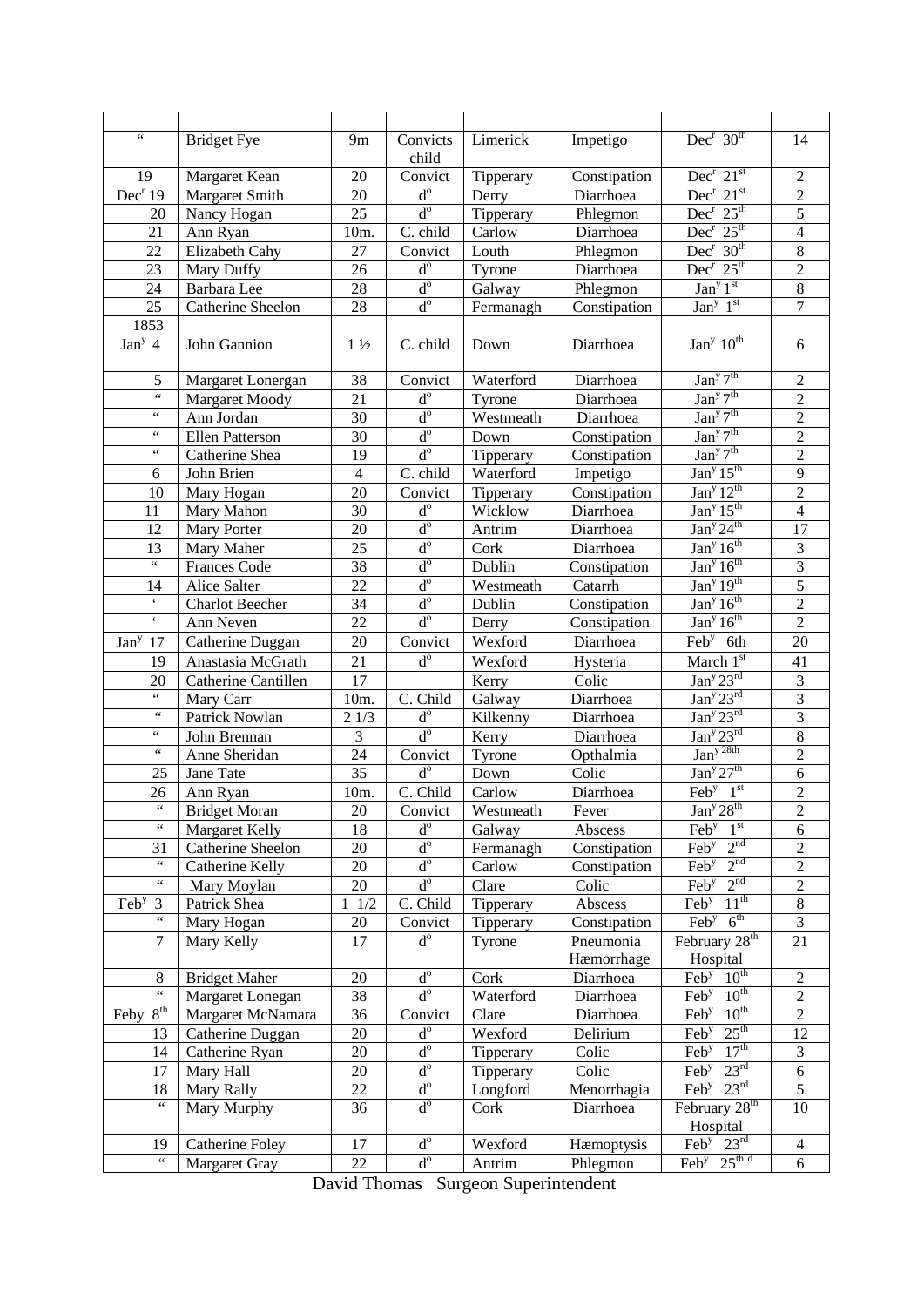| | | | | | | | |
|---|---|---|---|---|---|---|---|
| " | Bridget Fye | 9m | Convicts child | Limerick | Impetigo | Dec$^{r}$ 30$^{th}$ | 14 |
| 19 | Margaret Kean | 20 | Convict | Tipperary | Constipation | Dec$^{r}$ 21$^{st}$ | 2 |
| Dec$^{r}$ 19 | Margaret Smith | 20 | d$^{o}$ | Derry | Diarrhoea | Dec$^{r}$ 21$^{st}$ | 2 |
| 20 | Nancy Hogan | 25 | d$^{o}$ | Tipperary | Phlegmon | Dec$^{r}$ 25$^{th}$ | 5 |
| 21 | Ann Ryan | 10m. | C. child | Carlow | Diarrhoea | Dec$^{r}$ 25$^{th}$ | 4 |
| 22 | Elizabeth Cahy | 27 | Convict | Louth | Phlegmon | Dec$^{r}$ 30$^{th}$ | 8 |
| 23 | Mary Duffy | 26 | d$^{o}$ | Tyrone | Diarrhoea | Dec$^{r}$ 25$^{th}$ | 2 |
| 24 | Barbara Lee | 28 | d$^{o}$ | Galway | Phlegmon | Jan$^{y}$ 1$^{st}$ | 8 |
| 25 | Catherine Sheelon | 28 | d$^{o}$ | Fermanagh | Constipation | Jan$^{y}$ 1$^{st}$ | 7 |
| 1853 | | | | | | | |
| Jan$^{y}$ 4 | John Gannion | 1 ½ | C. child | Down | Diarrhoea | Jan$^{y}$ 10$^{th}$ | 6 |
| 5 | Margaret Lonergan | 38 | Convict | Waterford | Diarrhoea | Jan$^{y}$ 7$^{th}$ | 2 |
| " | Margaret Moody | 21 | d$^{o}$ | Tyrone | Diarrhoea | Jan$^{y}$ 7$^{th}$ | 2 |
| " | Ann Jordan | 30 | d$^{o}$ | Westmeath | Diarrhoea | Jan$^{y}$ 7$^{th}$ | 2 |
| " | Ellen Patterson | 30 | d$^{o}$ | Down | Constipation | Jan$^{y}$ 7$^{th}$ | 2 |
| " | Catherine Shea | 19 | d$^{o}$ | Tipperary | Constipation | Jan$^{y}$ 7$^{th}$ | 2 |
| 6 | John Brien | 4 | C. child | Waterford | Impetigo | Jan$^{y}$ 15$^{th}$ | 9 |
| 10 | Mary Hogan | 20 | Convict | Tipperary | Constipation | Jan$^{y}$ 12$^{th}$ | 2 |
| 11 | Mary Mahon | 30 | d$^{o}$ | Wicklow | Diarrhoea | Jan$^{y}$ 15$^{th}$ | 4 |
| 12 | Mary Porter | 20 | d$^{o}$ | Antrim | Diarrhoea | Jan$^{y}$ 24$^{th}$ | 17 |
| 13 | Mary Maher | 25 | d$^{o}$ | Cork | Diarrhoea | Jan$^{y}$ 16$^{th}$ | 3 |
| " | Frances Code | 38 | d$^{o}$ | Dublin | Constipation | Jan$^{y}$ 16$^{th}$ | 3 |
| 14 | Alice Salter | 22 | d$^{o}$ | Westmeath | Catarrh | Jan$^{y}$ 19$^{th}$ | 5 |
| ' | Charlot Beecher | 34 | d$^{o}$ | Dublin | Constipation | Jan$^{y}$ 16$^{th}$ | 2 |
| ' | Ann Neven | 22 | d$^{o}$ | Derry | Constipation | Jan$^{y}$ 16$^{th}$ | 2 |
| Jan$^{y}$ 17 | Catherine Duggan | 20 | Convict | Wexford | Diarrhoea | Feb$^{y}$ 6th | 20 |
| 19 | Anastasia McGrath | 21 | d$^{o}$ | Wexford | Hysteria | March 1$^{st}$ | 41 |
| 20 | Catherine Cantillen | 17 | | Kerry | Colic | Jan$^{y}$ 23$^{rd}$ | 3 |
| " | Mary Carr | 10m. | C. Child | Galway | Diarrhoea | Jan$^{y}$ 23$^{rd}$ | 3 |
| " | Patrick Nowlan | 2 1/3 | d$^{o}$ | Kilkenny | Diarrhoea | Jan$^{y}$ 23$^{rd}$ | 3 |
| " | John Brennan | 3 | d$^{o}$ | Kerry | Diarrhoea | Jan$^{y}$ 23$^{rd}$ | 8 |
| " | Anne Sheridan | 24 | Convict | Tyrone | Opthalmia | Jan$^{y\ 28th}$ | 2 |
| 25 | Jane Tate | 35 | d$^{o}$ | Down | Colic | Jan$^{y}$ 27$^{th}$ | 6 |
| 26 | Ann Ryan | 10m. | C. Child | Carlow | Diarrhoea | Feb$^{y}$ 1$^{st}$ | 2 |
| " | Bridget Moran | 20 | Convict | Westmeath | Fever | Jan$^{y}$ 28$^{th}$ | 2 |
| " | Margaret Kelly | 18 | d$^{o}$ | Galway | Abscess | Feb$^{y}$ 1$^{st}$ | 6 |
| 31 | Catherine Sheelon | 20 | d$^{o}$ | Fermanagh | Constipation | Feb$^{y}$ 2$^{nd}$ | 2 |
| " | Catherine Kelly | 20 | d$^{o}$ | Carlow | Constipation | Feb$^{y}$ 2$^{nd}$ | 2 |
| " | Mary Moylan | 20 | d$^{o}$ | Clare | Colic | Feb$^{y}$ 2$^{nd}$ | 2 |
| Feb$^{y}$ 3 | Patrick Shea | 1 1/2 | C. Child | Tipperary | Abscess | Feb$^{y}$ 11$^{th}$ | 8 |
| " | Mary Hogan | 20 | Convict | Tipperary | Constipation | Feb$^{y}$ 6$^{th}$ | 3 |
| 7 | Mary Kelly | 17 | d$^{o}$ | Tyrone | Pneumonia Hæmorrhage | February 28$^{th}$ Hospital | 21 |
| 8 | Bridget Maher | 20 | d$^{o}$ | Cork | Diarrhoea | Feb$^{y}$ 10$^{th}$ | 2 |
| " | Margaret Lonegan | 38 | d$^{o}$ | Waterford | Diarrhoea | Feb$^{y}$ 10$^{th}$ | 2 |
| Feby 8$^{th}$ | Margaret McNamara | 36 | Convict | Clare | Diarrhoea | Feb$^{y}$ 10$^{th}$ | 2 |
| 13 | Catherine Duggan | 20 | d$^{o}$ | Wexford | Delirium | Feb$^{y}$ 25$^{th}$ | 12 |
| 14 | Catherine Ryan | 20 | d$^{o}$ | Tipperary | Colic | Feb$^{y}$ 17$^{th}$ | 3 |
| 17 | Mary Hall | 20 | d$^{o}$ | Tipperary | Colic | Feb$^{y}$ 23$^{rd}$ | 6 |
| 18 | Mary Rally | 22 | d$^{o}$ | Longford | Menorrhagia | Feb$^{y}$ 23$^{rd}$ | 5 |
| " | Mary Murphy | 36 | d$^{o}$ | Cork | Diarrhoea | February 28$^{th}$ Hospital | 10 |
| 19 | Catherine Foley | 17 | d$^{o}$ | Wexford | Hæmoptysis | Feb$^{y}$ 23$^{rd}$ | 4 |
| " | Margaret Gray | 22 | d$^{o}$ | Antrim | Phlegmon | Feb$^{y}$ 25$^{th\ d}$ | 6 |

David Thomas Surgeon Superintendent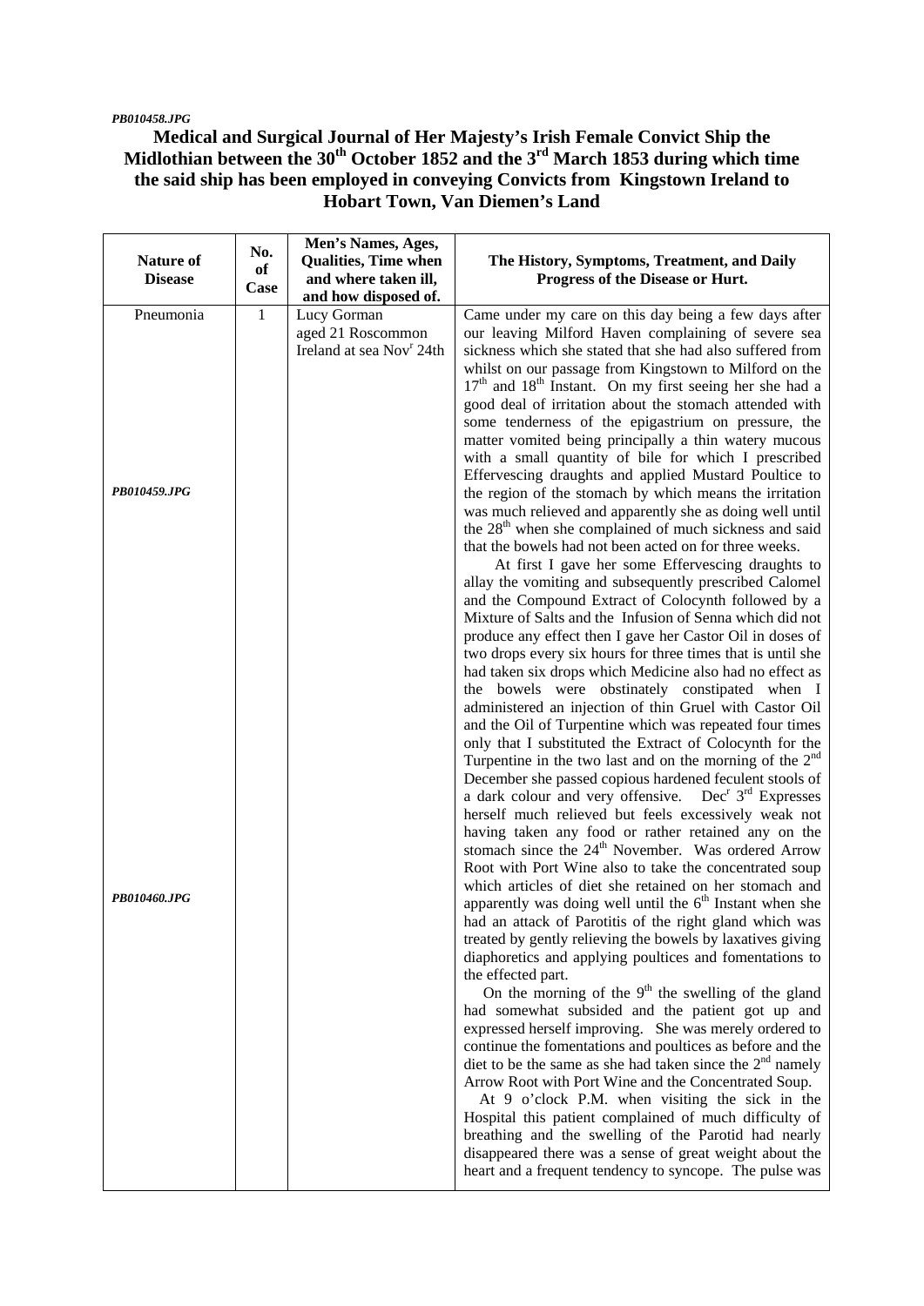*PB010458.JPG*

**Medical and Surgical Journal of Her Majesty's Irish Female Convict Ship the Midlothian between the 30th October 1852 and the 3rd March 1853 during which time the said ship has been employed in conveying Convicts from Kingstown Ireland to Hobart Town, Van Diemen's Land**

| Nature of Disease | No. of Case | Men's Names, Ages, Qualities, Time when and where taken ill, and how disposed of. | The History, Symptoms, Treatment, and Daily Progress of the Disease or Hurt. |
|---|---|---|---|
| Pneumonia | 1 | Lucy Gorman aged 21 Roscommon Ireland at sea Novr 24th | Came under my care on this day being a few days after our leaving Milford Haven complaining of severe sea sickness which she stated that she had also suffered from whilst on our passage from Kingstown to Milford on the 17th and 18th Instant. On my first seeing her she had a good deal of irritation about the stomach attended with some tenderness of the epigastrium on pressure, the matter vomited being principally a thin watery mucous with a small quantity of bile for which I prescribed Effervescing draughts and applied Mustard Poultice to the region of the stomach by which means the irritation was much relieved and apparently she as doing well until the 28th when she complained of much sickness and said that the bowels had not been acted on for three weeks. |
| *PB010459.JPG* | | | At first I gave her some Effervescing draughts to allay the vomiting and subsequently prescribed Calomel and the Compound Extract of Colocynth followed by a Mixture of Salts and the Infusion of Senna which did not produce any effect then I gave her Castor Oil in doses of two drops every six hours for three times that is until she had taken six drops which Medicine also had no effect as the bowels were obstinately constipated when I administered an injection of thin Gruel with Castor Oil and the Oil of Turpentine which was repeated four times only that I substituted the Extract of Colocynth for the Turpentine in the two last and on the morning of the 2nd December she passed copious hardened feculent stools of a dark colour and very offensive. Decr 3rd Expresses herself much relieved but feels excessively weak not having taken any food or rather retained any on the stomach since the 24th November. Was ordered Arrow Root with Port Wine also to take the concentrated soup which articles of diet she retained on her stomach and apparently was doing well until the 6th Instant when she had an attack of Parotitis of the right gland which was treated by gently relieving the bowels by laxatives giving diaphoretics and applying poultices and fomentations to the effected part. |
| *PB010460.JPG* | | | On the morning of the 9th the swelling of the gland had somewhat subsided and the patient got up and expressed herself improving. She was merely ordered to continue the fomentations and poultices as before and the diet to be the same as she had taken since the 2nd namely Arrow Root with Port Wine and the Concentrated Soup. At 9 o'clock P.M. when visiting the sick in the Hospital this patient complained of much difficulty of breathing and the swelling of the Parotid had nearly disappeared there was a sense of great weight about the heart and a frequent tendency to syncope. The pulse was |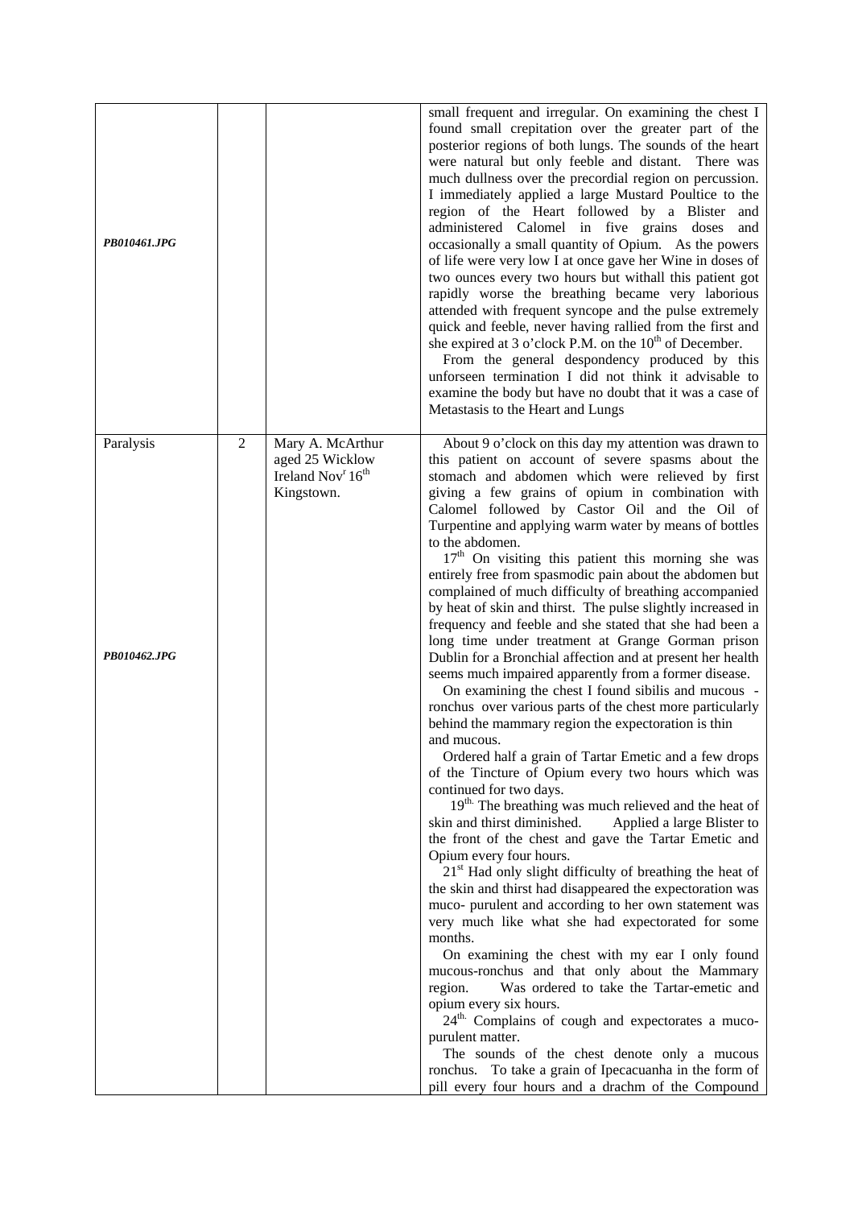| | | | |
|---|---|---|---|
| *PB010461.JPG* | | | small frequent and irregular. On examining the chest I found small crepitation over the greater part of the posterior regions of both lungs. The sounds of the heart were natural but only feeble and distant. There was much dullness over the precordial region on percussion. I immediately applied a large Mustard Poultice to the region of the Heart followed by a Blister and administered Calomel in five grains doses and occasionally a small quantity of Opium. As the powers of life were very low I at once gave her Wine in doses of two ounces every two hours but withall this patient got rapidly worse the breathing became very laborious attended with frequent syncope and the pulse extremely quick and feeble, never having rallied from the first and she expired at 3 o'clock P.M. on the 10th of December. From the general despondency produced by this unforseen termination I did not think it advisable to examine the body but have no doubt that it was a case of Metastasis to the Heart and Lungs |
| Paralysis<br><br>*PB010462.JPG* | 2 | Mary A. McArthur aged 25 Wicklow Ireland Novr 16th Kingstown. | About 9 o'clock on this day my attention was drawn to this patient on account of severe spasms about the stomach and abdomen which were relieved by first giving a few grains of opium in combination with Calomel followed by Castor Oil and the Oil of Turpentine and applying warm water by means of bottles to the abdomen.<br>17th On visiting this patient this morning she was entirely free from spasmodic pain about the abdomen but complained of much difficulty of breathing accompanied by heat of skin and thirst. The pulse slightly increased in frequency and feeble and she stated that she had been a long time under treatment at Grange Gorman prison Dublin for a Bronchial affection and at present her health seems much impaired apparently from a former disease.<br>On examining the chest I found sibilis and mucous - ronchus over various parts of the chest more particularly behind the mammary region the expectoration is thin and mucous.<br>Ordered half a grain of Tartar Emetic and a few drops of the Tincture of Opium every two hours which was continued for two days.<br>19th. The breathing was much relieved and the heat of skin and thirst diminished. Applied a large Blister to the front of the chest and gave the Tartar Emetic and Opium every four hours.<br>21st Had only slight difficulty of breathing the heat of the skin and thirst had disappeared the expectoration was muco- purulent and according to her own statement was very much like what she had expectorated for some months.<br>On examining the chest with my ear I only found mucous-ronchus and that only about the Mammary region. Was ordered to take the Tartar-emetic and opium every six hours.<br>24th. Complains of cough and expectorates a muco-purulent matter.<br>The sounds of the chest denote only a mucous ronchus. To take a grain of Ipecacuanha in the form of pill every four hours and a drachm of the Compound |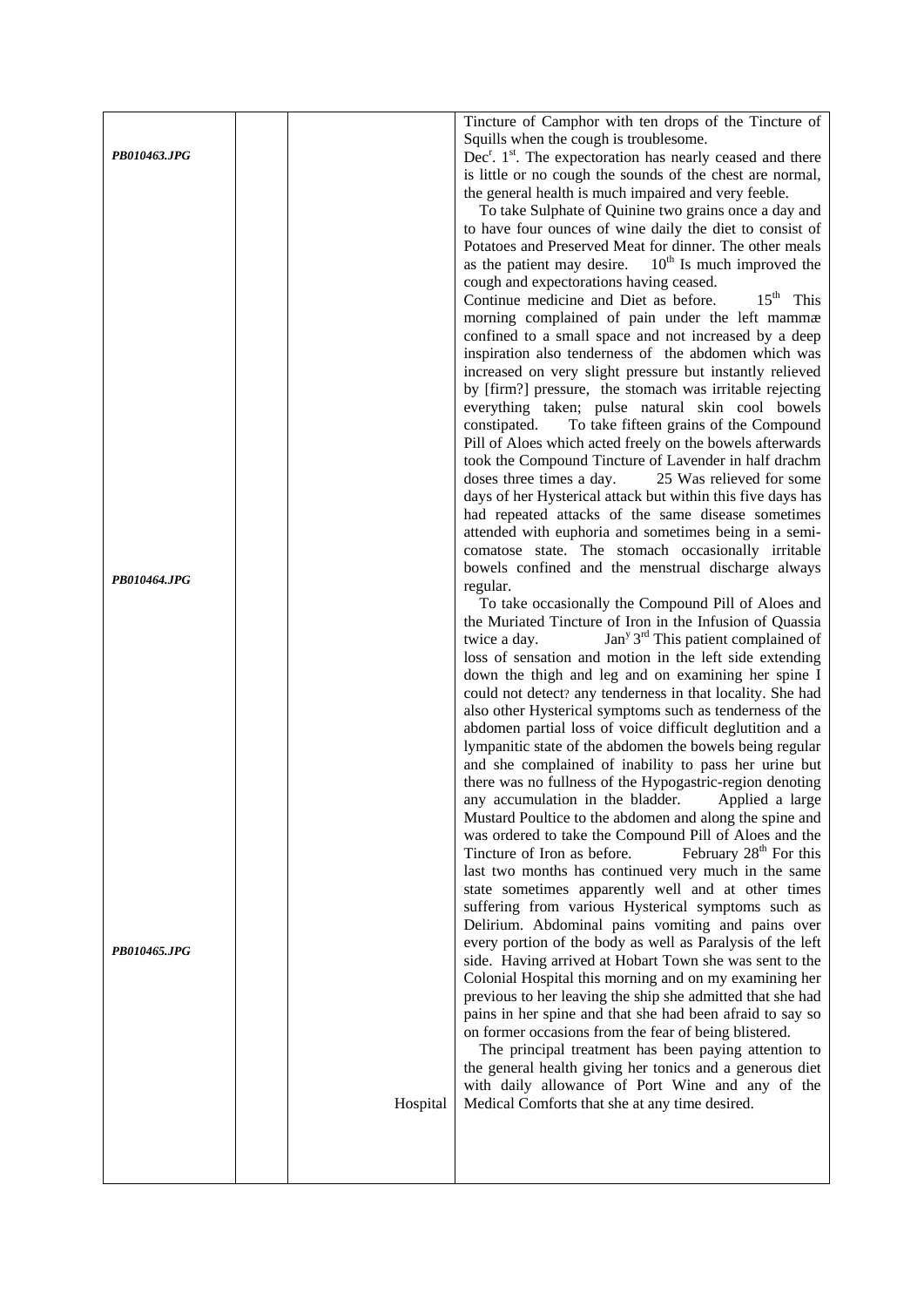| | | | |
|---|---|---|---|
| *PB010463.JPG* | | | Tincture of Camphor with ten drops of the Tincture of Squills when the cough is troublesome. Dec[r]. 1[st]. The expectoration has nearly ceased and there is little or no cough the sounds of the chest are normal, the general health is much impaired and very feeble. To take Sulphate of Quinine two grains once a day and to have four ounces of wine daily the diet to consist of Potatoes and Preserved Meat for dinner. The other meals as the patient may desire. 10[th] Is much improved the cough and expectorations having ceased. Continue medicine and Diet as before. 15[th] This morning complained of pain under the left mammæ confined to a small space and not increased by a deep inspiration also tenderness of the abdomen which was increased on very slight pressure but instantly relieved by [firm?] pressure, the stomach was irritable rejecting everything taken; pulse natural skin cool bowels constipated. To take fifteen grains of the Compound Pill of Aloes which acted freely on the bowels afterwards took the Compound Tincture of Lavender in half drachm doses three times a day. 25 Was relieved for some days of her Hysterical attack but within this five days has had repeated attacks of the same disease sometimes attended with euphoria and sometimes being in a semi-comatose state. The stomach occasionally irritable bowels confined and the menstrual discharge always regular. |
| *PB010464.JPG* | | | To take occasionally the Compound Pill of Aloes and the Muriated Tincture of Iron in the Infusion of Quassia twice a day. Jan[y] 3[rd] This patient complained of loss of sensation and motion in the left side extending down the thigh and leg and on examining her spine I could not detect? any tenderness in that locality. She had also other Hysterical symptoms such as tenderness of the abdomen partial loss of voice difficult deglutition and a lympanitic state of the abdomen the bowels being regular and she complained of inability to pass her urine but there was no fullness of the Hypogastric-region denoting any accumulation in the bladder. Applied a large Mustard Poultice to the abdomen and along the spine and was ordered to take the Compound Pill of Aloes and the Tincture of Iron as before. February 28[th] For this last two months has continued very much in the same state sometimes apparently well and at other times suffering from various Hysterical symptoms such as Delirium. Abdominal pains vomiting and pains over every portion of the body as well as Paralysis of the left side. Having arrived at Hobart Town she was sent to the Colonial Hospital this morning and on my examining her previous to her leaving the ship she admitted that she had pains in her spine and that she had been afraid to say so on former occasions from the fear of being blistered. |
| *PB010465.JPG* | | Hospital | The principal treatment has been paying attention to the general health giving her tonics and a generous diet with daily allowance of Port Wine and any of the Medical Comforts that she at any time desired. |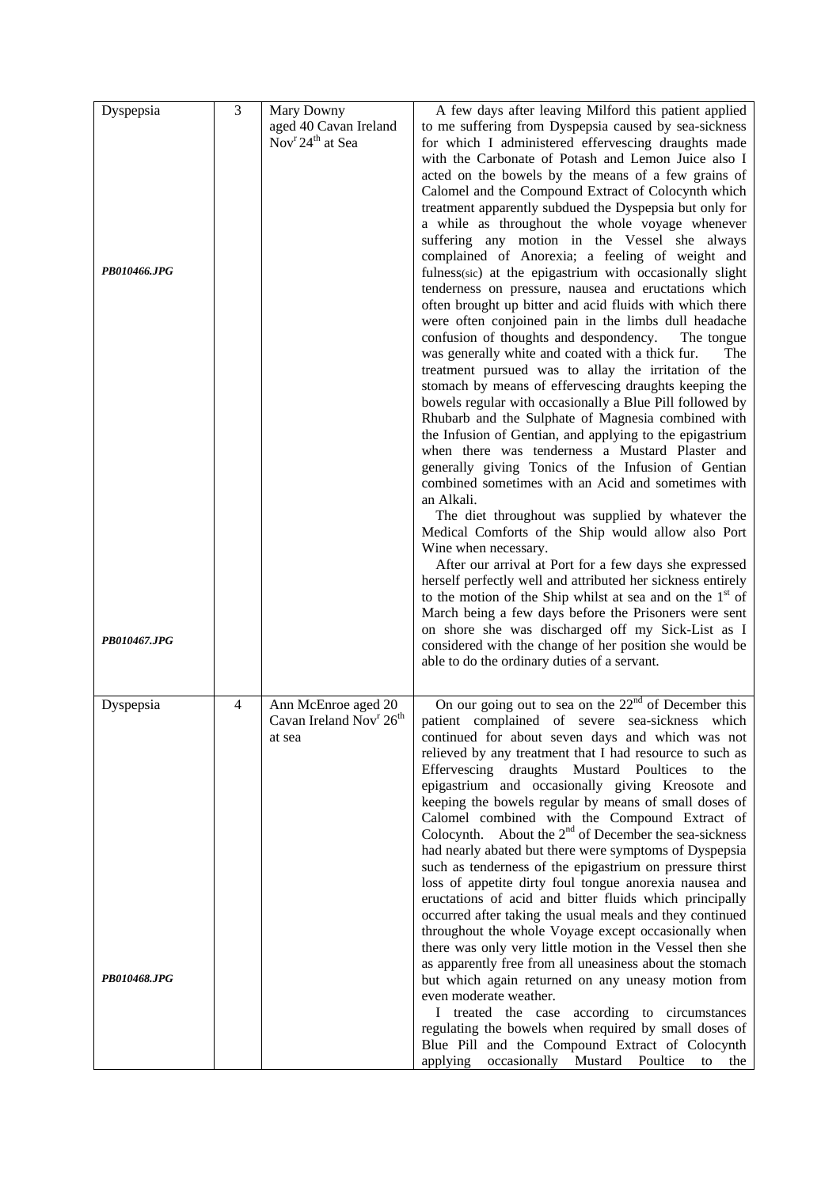| | | | |
|---|---|---|---|
| Dyspepsia<br><br>***PB010466.JPG***<br><br>***PB010467.JPG*** | 3 | Mary Downy aged 40 Cavan Ireland Nov[r] 24[th] at Sea | A few days after leaving Milford this patient applied to me suffering from Dyspepsia caused by sea-sickness for which I administered effervescing draughts made with the Carbonate of Potash and Lemon Juice also I acted on the bowels by the means of a few grains of Calomel and the Compound Extract of Colocynth which treatment apparently subdued the Dyspepsia but only for a while as throughout the whole voyage whenever suffering any motion in the Vessel she always complained of Anorexia; a feeling of weight and fulness(sic) at the epigastrium with occasionally slight tenderness on pressure, nausea and eructations which often brought up bitter and acid fluids with which there were often conjoined pain in the limbs dull headache confusion of thoughts and despondency. The tongue was generally white and coated with a thick fur. The treatment pursued was to allay the irritation of the stomach by means of effervescing draughts keeping the bowels regular with occasionally a Blue Pill followed by Rhubarb and the Sulphate of Magnesia combined with the Infusion of Gentian, and applying to the epigastrium when there was tenderness a Mustard Plaster and generally giving Tonics of the Infusion of Gentian combined sometimes with an Acid and sometimes with an Alkali.<br>The diet throughout was supplied by whatever the Medical Comforts of the Ship would allow also Port Wine when necessary.<br>After our arrival at Port for a few days she expressed herself perfectly well and attributed her sickness entirely to the motion of the Ship whilst at sea and on the 1[st] of March being a few days before the Prisoners were sent on shore she was discharged off my Sick-List as I considered with the change of her position she would be able to do the ordinary duties of a servant. |
| Dyspepsia<br><br>***PB010468.JPG*** | 4 | Ann McEnroe aged 20 Cavan Ireland Nov[r] 26[th] at sea | On our going out to sea on the 22[nd] of December this patient complained of severe sea-sickness which continued for about seven days and which was not relieved by any treatment that I had resource to such as Effervescing draughts Mustard Poultices to the epigastrium and occasionally giving Kreosote and keeping the bowels regular by means of small doses of Calomel combined with the Compound Extract of Colocynth. About the 2[nd] of December the sea-sickness had nearly abated but there were symptoms of Dyspepsia such as tenderness of the epigastrium on pressure thirst loss of appetite dirty foul tongue anorexia nausea and eructations of acid and bitter fluids which principally occurred after taking the usual meals and they continued throughout the whole Voyage except occasionally when there was only very little motion in the Vessel then she as apparently free from all uneasiness about the stomach but which again returned on any uneasy motion from even moderate weather.<br>I treated the case according to circumstances regulating the bowels when required by small doses of Blue Pill and the Compound Extract of Colocynth applying occasionally Mustard Poultice to the |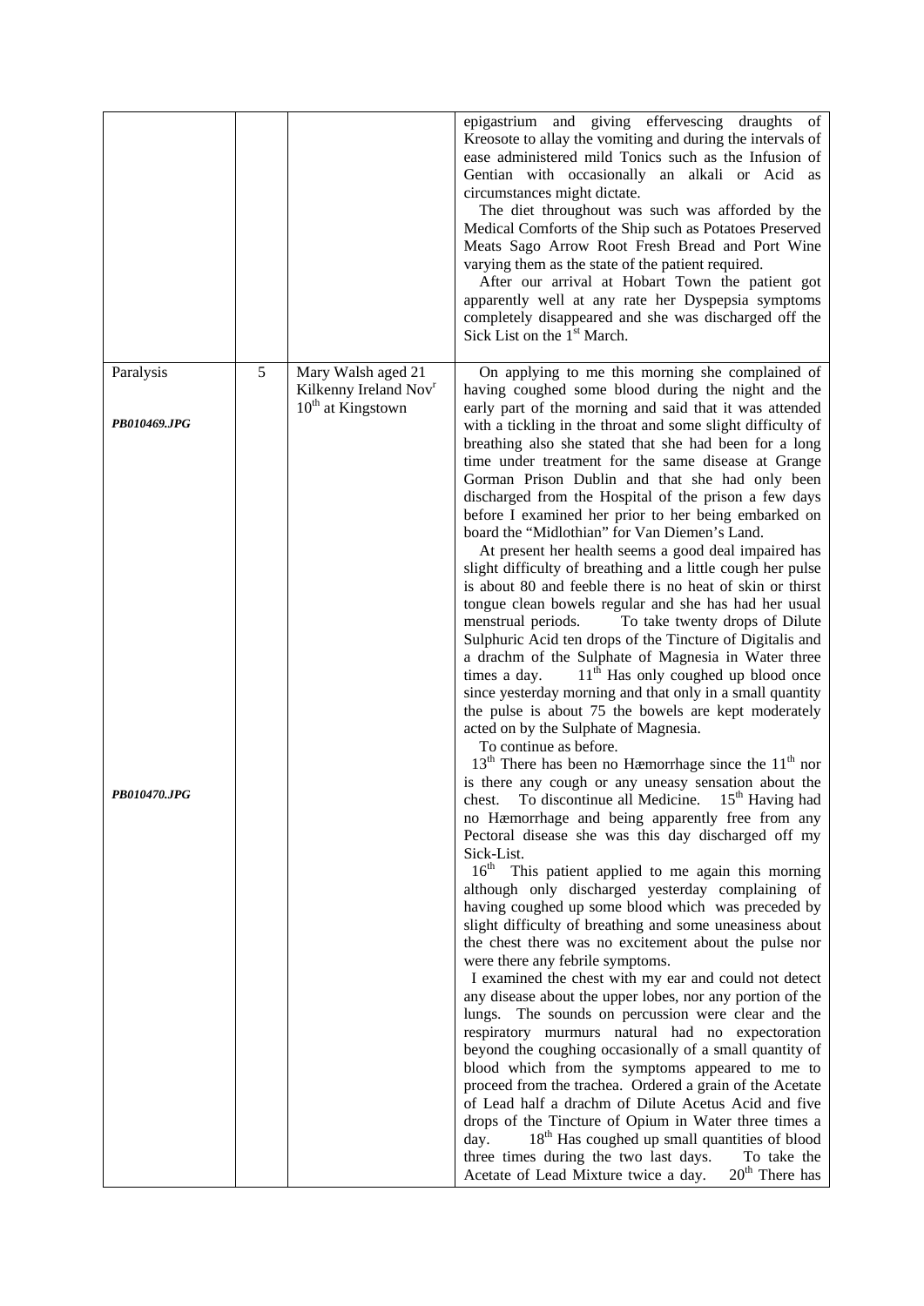| | | | |
|---|---|---|---|
| | | | epigastrium and giving effervescing draughts of Kreosote to allay the vomiting and during the intervals of ease administered mild Tonics such as the Infusion of Gentian with occasionally an alkali or Acid as circumstances might dictate. The diet throughout was such was afforded by the Medical Comforts of the Ship such as Potatoes Preserved Meats Sago Arrow Root Fresh Bread and Port Wine varying them as the state of the patient required. After our arrival at Hobart Town the patient got apparently well at any rate her Dyspepsia symptoms completely disappeared and she was discharged off the Sick List on the 1st March. |
| Paralysis<br><br>***PB010469.JPG***<br><br><br><br><br><br><br><br><br><br><br><br><br><br>***PB010470.JPG*** | 5 | Mary Walsh aged 21 Kilkenny Ireland Novr 10th at Kingstown | On applying to me this morning she complained of having coughed some blood during the night and the early part of the morning and said that it was attended with a tickling in the throat and some slight difficulty of breathing also she stated that she had been for a long time under treatment for the same disease at Grange Gorman Prison Dublin and that she had only been discharged from the Hospital of the prison a few days before I examined her prior to her being embarked on board the "Midlothian" for Van Diemen's Land. At present her health seems a good deal impaired has slight difficulty of breathing and a little cough her pulse is about 80 and feeble there is no heat of skin or thirst tongue clean bowels regular and she has had her usual menstrual periods. To take twenty drops of Dilute Sulphuric Acid ten drops of the Tincture of Digitalis and a drachm of the Sulphate of Magnesia in Water three times a day. 11th Has only coughed up blood once since yesterday morning and that only in a small quantity the pulse is about 75 the bowels are kept moderately acted on by the Sulphate of Magnesia. To continue as before. 13th There has been no Hæmorrhage since the 11th nor is there any cough or any uneasy sensation about the chest. To discontinue all Medicine. 15th Having had no Hæmorrhage and being apparently free from any Pectoral disease she was this day discharged off my Sick-List. 16th This patient applied to me again this morning although only discharged yesterday complaining of having coughed up some blood which was preceded by slight difficulty of breathing and some uneasiness about the chest there was no excitement about the pulse nor were there any febrile symptoms. I examined the chest with my ear and could not detect any disease about the upper lobes, nor any portion of the lungs. The sounds on percussion were clear and the respiratory murmurs natural had no expectoration beyond the coughing occasionally of a small quantity of blood which from the symptoms appeared to me to proceed from the trachea. Ordered a grain of the Acetate of Lead half a drachm of Dilute Acetus Acid and five drops of the Tincture of Opium in Water three times a day. 18th Has coughed up small quantities of blood three times during the two last days. To take the Acetate of Lead Mixture twice a day. 20th There has |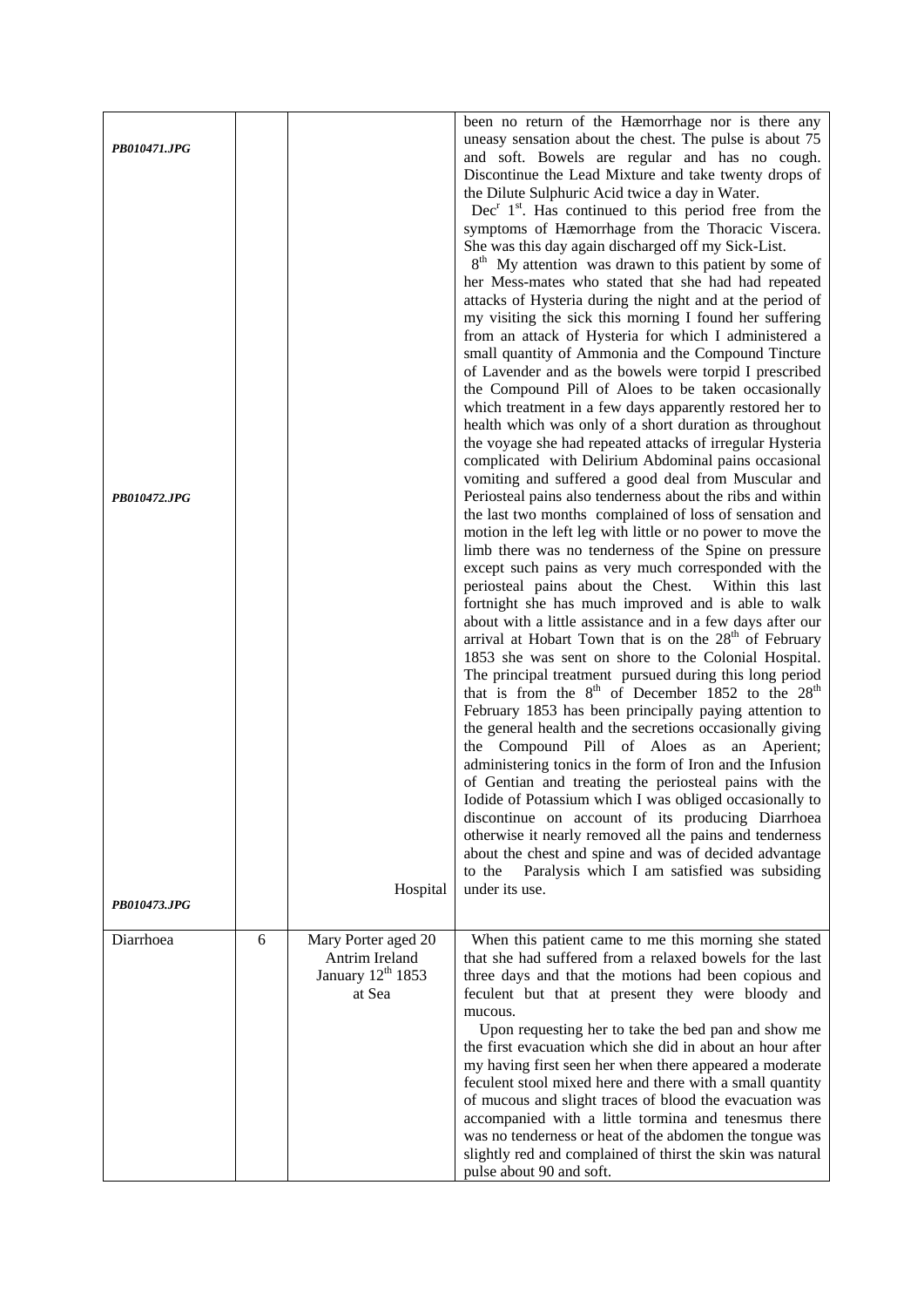| | | | |
|---|---|---|---|
| *PB010471.JPG* | | | been no return of the Hæmorrhage nor is there any uneasy sensation about the chest. The pulse is about 75 and soft. Bowels are regular and has no cough. Discontinue the Lead Mixture and take twenty drops of the Dilute Sulphuric Acid twice a day in Water. Dec$^{r}$ 1$^{st}$. Has continued to this period free from the symptoms of Hæmorrhage from the Thoracic Viscera. She was this day again discharged off my Sick-List. 8$^{th}$ My attention was drawn to this patient by some of her Mess-mates who stated that she had had repeated attacks of Hysteria during the night and at the period of my visiting the sick this morning I found her suffering from an attack of Hysteria for which I administered a small quantity of Ammonia and the Compound Tincture of Lavender and as the bowels were torpid I prescribed the Compound Pill of Aloes to be taken occasionally which treatment in a few days apparently restored her to health which was only of a short duration as throughout the voyage she had repeated attacks of irregular Hysteria complicated with Delirium Abdominal pains occasional vomiting and suffered a good deal from Muscular and |
| *PB010472.JPG* | | Hospital | Periosteal pains also tenderness about the ribs and within the last two months complained of loss of sensation and motion in the left leg with little or no power to move the limb there was no tenderness of the Spine on pressure except such pains as very much corresponded with the periosteal pains about the Chest. Within this last fortnight she has much improved and is able to walk about with a little assistance and in a few days after our arrival at Hobart Town that is on the 28$^{th}$ of February 1853 she was sent on shore to the Colonial Hospital. The principal treatment pursued during this long period that is from the 8$^{th}$ of December 1852 to the 28$^{th}$ February 1853 has been principally paying attention to the general health and the secretions occasionally giving the Compound Pill of Aloes as an Aperient; administering tonics in the form of Iron and the Infusion of Gentian and treating the periosteal pains with the Iodide of Potassium which I was obliged occasionally to discontinue on account of its producing Diarrhoea otherwise it nearly removed all the pains and tenderness about the chest and spine and was of decided advantage to the Paralysis which I am satisfied was subsiding under its use. |
| *PB010473.JPG* | | | |
| Diarrhoea | 6 | Mary Porter aged 20 Antrim Ireland January 12$^{th}$ 1853 at Sea | When this patient came to me this morning she stated that she had suffered from a relaxed bowels for the last three days and that the motions had been copious and feculent but that at present they were bloody and mucous. Upon requesting her to take the bed pan and show me the first evacuation which she did in about an hour after my having first seen her when there appeared a moderate feculent stool mixed here and there with a small quantity of mucous and slight traces of blood the evacuation was accompanied with a little tormina and tenesmus there was no tenderness or heat of the abdomen the tongue was slightly red and complained of thirst the skin was natural pulse about 90 and soft. |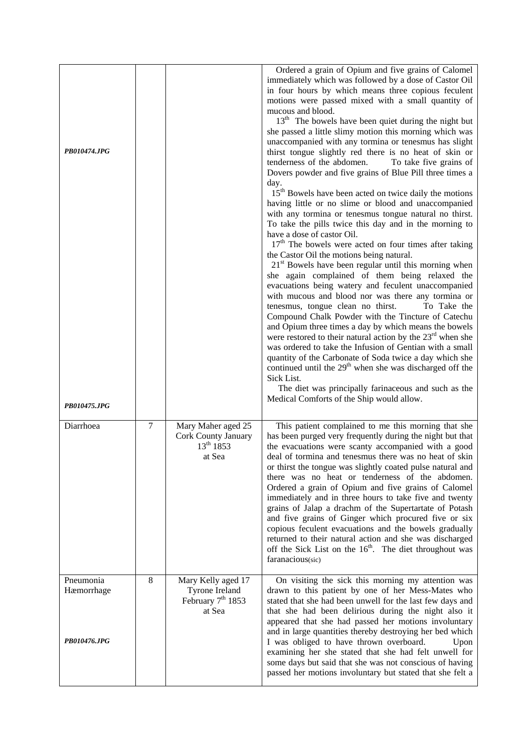| | | | |
|---|---|---|---|
| *PB010474.JPG*<br><br>*PB010475.JPG* | | | Ordered a grain of Opium and five grains of Calomel immediately which was followed by a dose of Castor Oil in four hours by which means three copious feculent motions were passed mixed with a small quantity of mucous and blood.<br>13th The bowels have been quiet during the night but she passed a little slimy motion this morning which was unaccompanied with any tormina or tenesmus has slight thirst tongue slightly red there is no heat of skin or tenderness of the abdomen. To take five grains of Dovers powder and five grains of Blue Pill three times a day.<br>15th Bowels have been acted on twice daily the motions having little or no slime or blood and unaccompanied with any tormina or tenesmus tongue natural no thirst. To take the pills twice this day and in the morning to have a dose of castor Oil.<br>17th The bowels were acted on four times after taking the Castor Oil the motions being natural.<br>21st Bowels have been regular until this morning when she again complained of them being relaxed the evacuations being watery and feculent unaccompanied with mucous and blood nor was there any tormina or tenesmus, tongue clean no thirst. To Take the Compound Chalk Powder with the Tincture of Catechu and Opium three times a day by which means the bowels were restored to their natural action by the 23rd when she was ordered to take the Infusion of Gentian with a small quantity of the Carbonate of Soda twice a day which she continued until the 29th when she was discharged off the Sick List.<br>The diet was principally farinaceous and such as the Medical Comforts of the Ship would allow. |
| Diarrhoea | 7 | Mary Maher aged 25<br>Cork County January 13th 1853<br>at Sea | This patient complained to me this morning that she has been purged very frequently during the night but that the evacuations were scanty accompanied with a good deal of tormina and tenesmus there was no heat of skin or thirst the tongue was slightly coated pulse natural and there was no heat or tenderness of the abdomen. Ordered a grain of Opium and five grains of Calomel immediately and in three hours to take five and twenty grains of Jalap a drachm of the Supertartate of Potash and five grains of Ginger which procured five or six copious feculent evacuations and the bowels gradually returned to their natural action and she was discharged off the Sick List on the 16th. The diet throughout was faranacious(sic) |
| Pneumonia<br>Hæmorrhage<br><br>*PB010476.JPG* | 8 | Mary Kelly aged 17<br>Tyrone Ireland<br>February 7th 1853<br>at Sea | On visiting the sick this morning my attention was drawn to this patient by one of her Mess-Mates who stated that she had been unwell for the last few days and that she had been delirious during the night also it appeared that she had passed her motions involuntary and in large quantities thereby destroying her bed which I was obliged to have thrown overboard. Upon examining her she stated that she had felt unwell for some days but said that she was not conscious of having passed her motions involuntary but stated that she felt a |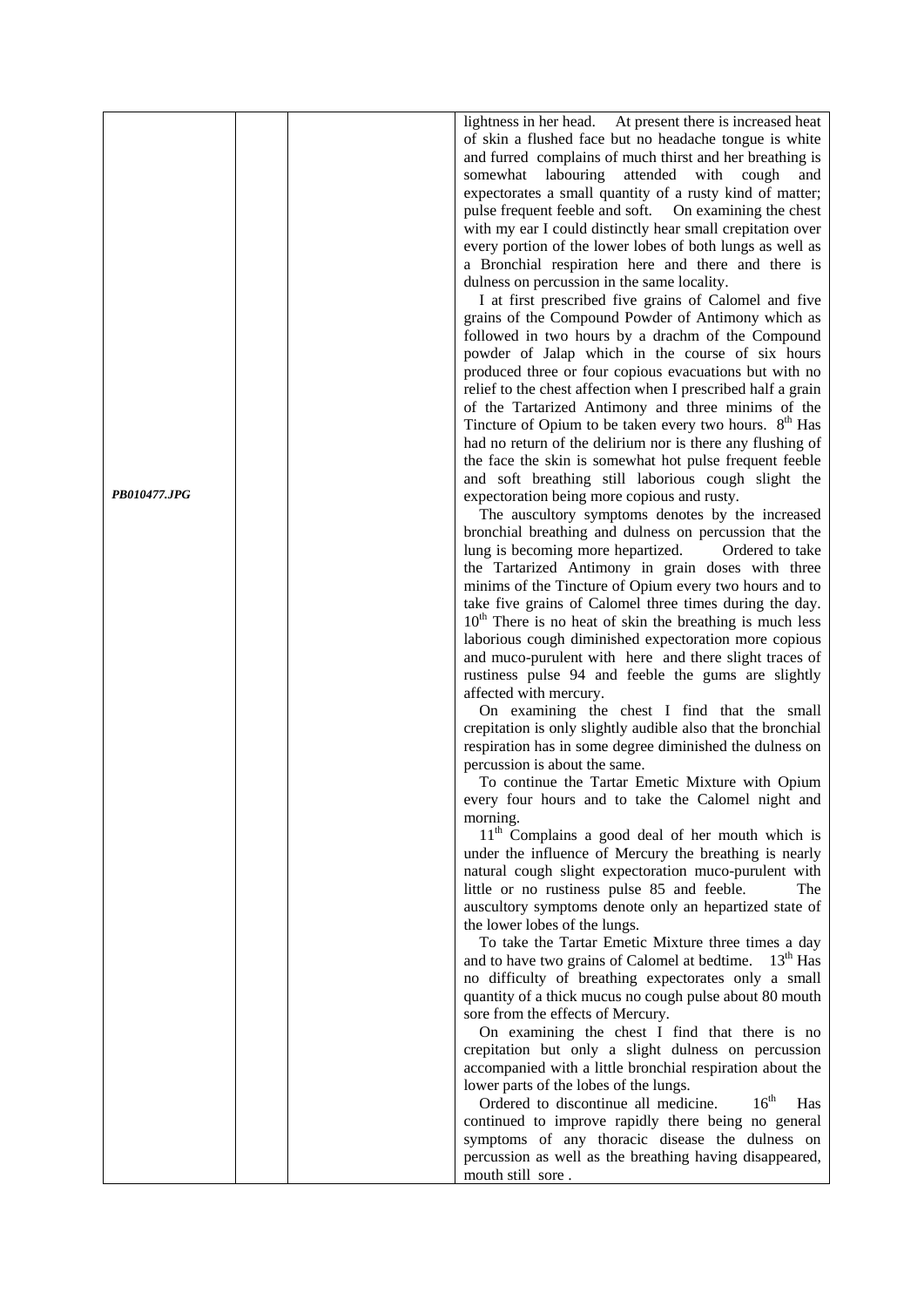| | | | |
|---|---|---|---|
| ***PB010477.JPG*** | | | lightness in her head. At present there is increased heat of skin a flushed face but no headache tongue is white and furred complains of much thirst and her breathing is somewhat labouring attended with cough and expectorates a small quantity of a rusty kind of matter; pulse frequent feeble and soft. On examining the chest with my ear I could distinctly hear small crepitation over every portion of the lower lobes of both lungs as well as a Bronchial respiration here and there and there is dulness on percussion in the same locality.<br><br>I at first prescribed five grains of Calomel and five grains of the Compound Powder of Antimony which as followed in two hours by a drachm of the Compound powder of Jalap which in the course of six hours produced three or four copious evacuations but with no relief to the chest affection when I prescribed half a grain of the Tartarized Antimony and three minims of the Tincture of Opium to be taken every two hours. 8th Has had no return of the delirium nor is there any flushing of the face the skin is somewhat hot pulse frequent feeble and soft breathing still laborious cough slight the expectoration being more copious and rusty.<br><br>The auscultory symptoms denotes by the increased bronchial breathing and dulness on percussion that the lung is becoming more hepartized. Ordered to take the Tartarized Antimony in grain doses with three minims of the Tincture of Opium every two hours and to take five grains of Calomel three times during the day. 10th There is no heat of skin the breathing is much less laborious cough diminished expectoration more copious and muco-purulent with here and there slight traces of rustiness pulse 94 and feeble the gums are slightly affected with mercury.<br><br>On examining the chest I find that the small crepitation is only slightly audible also that the bronchial respiration has in some degree diminished the dulness on percussion is about the same.<br><br>To continue the Tartar Emetic Mixture with Opium every four hours and to take the Calomel night and morning.<br><br>11th Complains a good deal of her mouth which is under the influence of Mercury the breathing is nearly natural cough slight expectoration muco-purulent with little or no rustiness pulse 85 and feeble. The auscultory symptoms denote only an hepartized state of the lower lobes of the lungs.<br><br>To take the Tartar Emetic Mixture three times a day and to have two grains of Calomel at bedtime. 13th Has no difficulty of breathing expectorates only a small quantity of a thick mucus no cough pulse about 80 mouth sore from the effects of Mercury.<br><br>On examining the chest I find that there is no crepitation but only a slight dulness on percussion accompanied with a little bronchial respiration about the lower parts of the lobes of the lungs.<br><br>Ordered to discontinue all medicine. 16th Has continued to improve rapidly there being no general symptoms of any thoracic disease the dulness on percussion as well as the breathing having disappeared, mouth still sore . |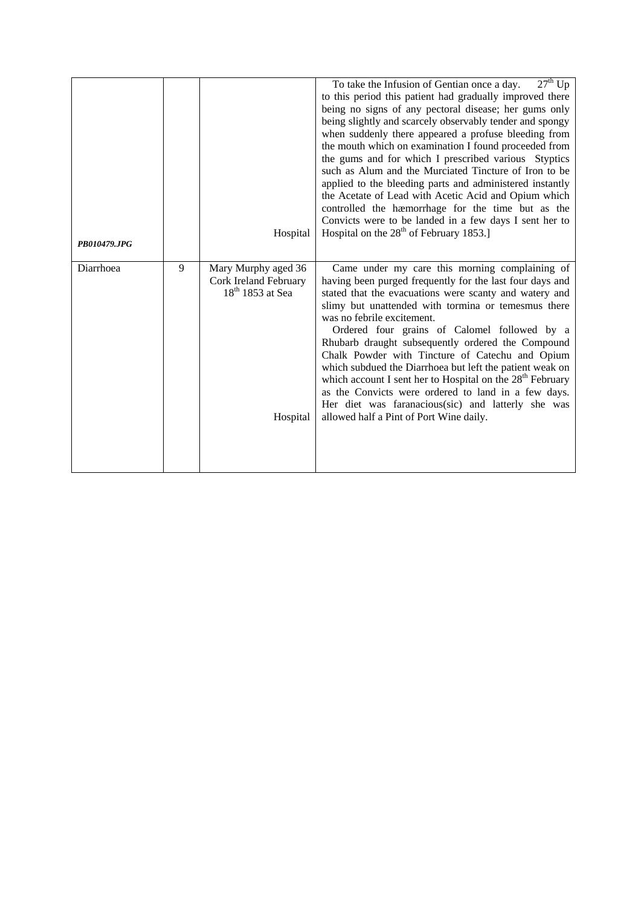| | | | |
|---|---|---|---|
| *PB010479.JPG* | | Hospital | To take the Infusion of Gentian once a day. 27th Up to this period this patient had gradually improved there being no signs of any pectoral disease; her gums only being slightly and scarcely observably tender and spongy when suddenly there appeared a profuse bleeding from the mouth which on examination I found proceeded from the gums and for which I prescribed various Styptics such as Alum and the Murciated Tincture of Iron to be applied to the bleeding parts and administered instantly the Acetate of Lead with Acetic Acid and Opium which controlled the hæmorrhage for the time but as the Convicts were to be landed in a few days I sent her to Hospital on the 28th of February 1853.] |
| Diarrhoea | 9 | Mary Murphy aged 36 Cork Ireland February 18th 1853 at Sea<br><br>Hospital | Came under my care this morning complaining of having been purged frequently for the last four days and stated that the evacuations were scanty and watery and slimy but unattended with tormina or temesmus there was no febrile excitement.<br>Ordered four grains of Calomel followed by a Rhubarb draught subsequently ordered the Compound Chalk Powder with Tincture of Catechu and Opium which subdued the Diarrhoea but left the patient weak on which account I sent her to Hospital on the 28th February as the Convicts were ordered to land in a few days. Her diet was faranacious(sic) and latterly she was allowed half a Pint of Port Wine daily. |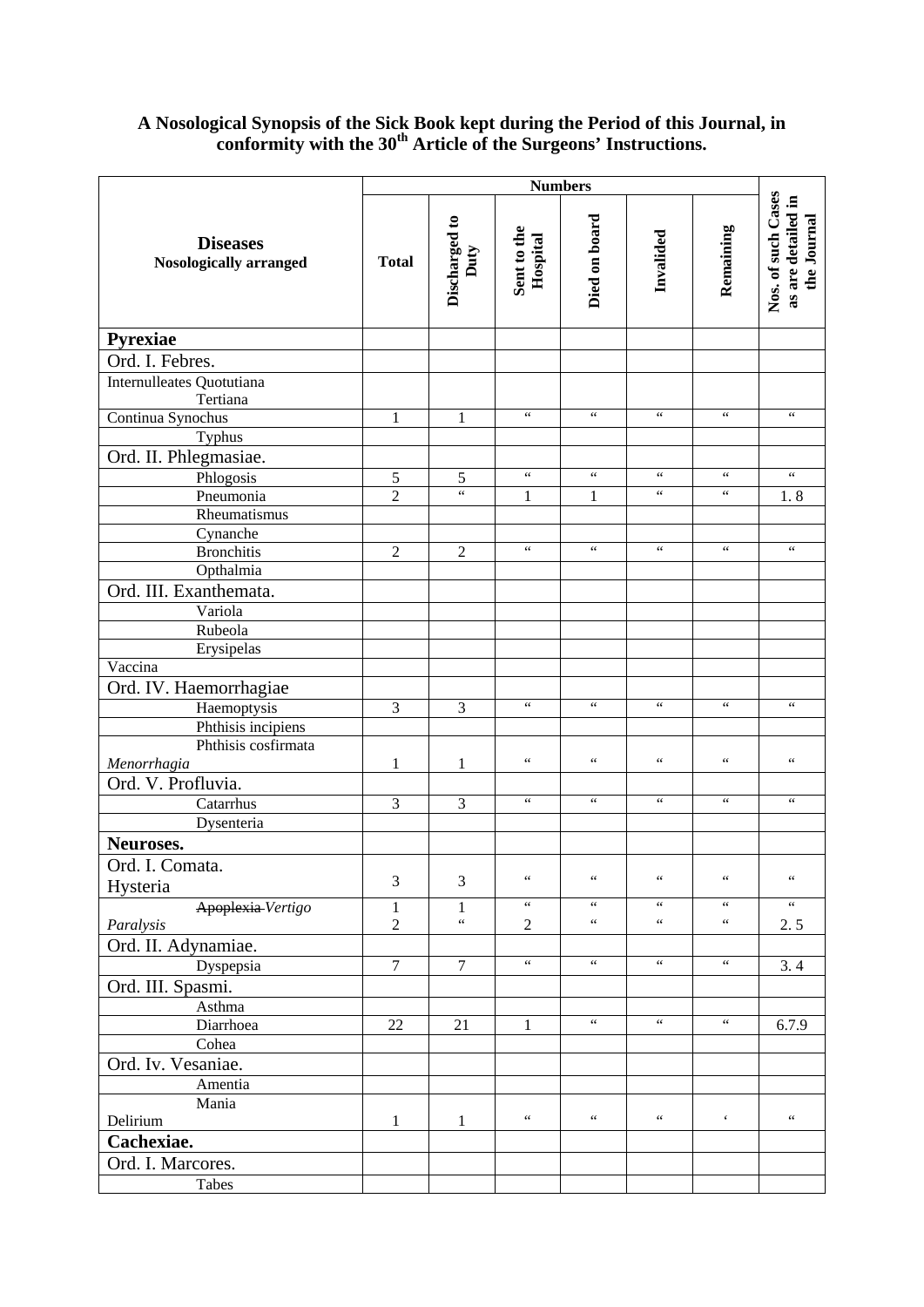**A Nosological Synopsis of the Sick Book kept during the Period of this Journal, in conformity with the 30th Article of the Surgeons' Instructions.**

| **Diseases** Nosologically arranged | Numbers | | | | | | Nos. of such Cases as are detailed in the Journal |
|---|---|---|---|---|---|---|---|
| | Total | Discharged to Duty | Sent to the Hospital | Died on board | Invalided | Remaining | |
| **Pyrexiae** | | | | | | | |
| Ord. I. Febres. | | | | | | | |
| Internulleates Quotutiana Tertiana | | | | | | | |
| Continua Synochus | 1 | 1 | " | " | " | " | " |
| Typhus | | | | | | | |
| Ord. II. Phlegmasiae. | | | | | | | |
| Phlogosis | 5 | 5 | " | " | " | " | " |
| Pneumonia | 2 | " | 1 | 1 | " | " | 1. 8 |
| Rheumatismus | | | | | | | |
| Cynanche | | | | | | | |
| Bronchitis | 2 | 2 | " | " | " | " | " |
| Opthalmia | | | | | | | |
| Ord. III. Exanthemata. | | | | | | | |
| Variola | | | | | | | |
| Rubeola | | | | | | | |
| Erysipelas | | | | | | | |
| Vaccina | | | | | | | |
| Ord. IV. Haemorrhagiae | | | | | | | |
| Haemoptysis | 3 | 3 | " | " | " | " | " |
| Phthisis incipiens | | | | | | | |
| Phthisis cosfirmata *Menorrhagia* | 1 | 1 | " | " | " | " | " |
| Ord. V. Profluvia. | | | | | | | |
| Catarrhus | 3 | 3 | " | " | " | " | " |
| Dysenteria | | | | | | | |
| **Neuroses.** | | | | | | | |
| Ord. I. Comata. Hysteria | 3 | 3 | " | " | " | " | " |
| ~~Apoplexia~~ *Vertigo* | 1 | 1 | " | " | " | " | " |
| *Paralysis* | 2 | " | 2 | " | " | " | 2. 5 |
| Ord. II. Adynamiae. | | | | | | | |
| Dyspepsia | 7 | 7 | " | " | " | " | 3. 4 |
| Ord. III. Spasmi. | | | | | | | |
| Asthma | | | | | | | |
| Diarrhoea | 22 | 21 | 1 | " | " | " | 6.7.9 |
| Cohea | | | | | | | |
| Ord. Iv. Vesaniae. | | | | | | | |
| Amentia | | | | | | | |
| Mania Delirium | 1 | 1 | " | " | " | ' | " |
| **Cachexiae.** | | | | | | | |
| Ord. I. Marcores. | | | | | | | |
| Tabes | | | | | | | |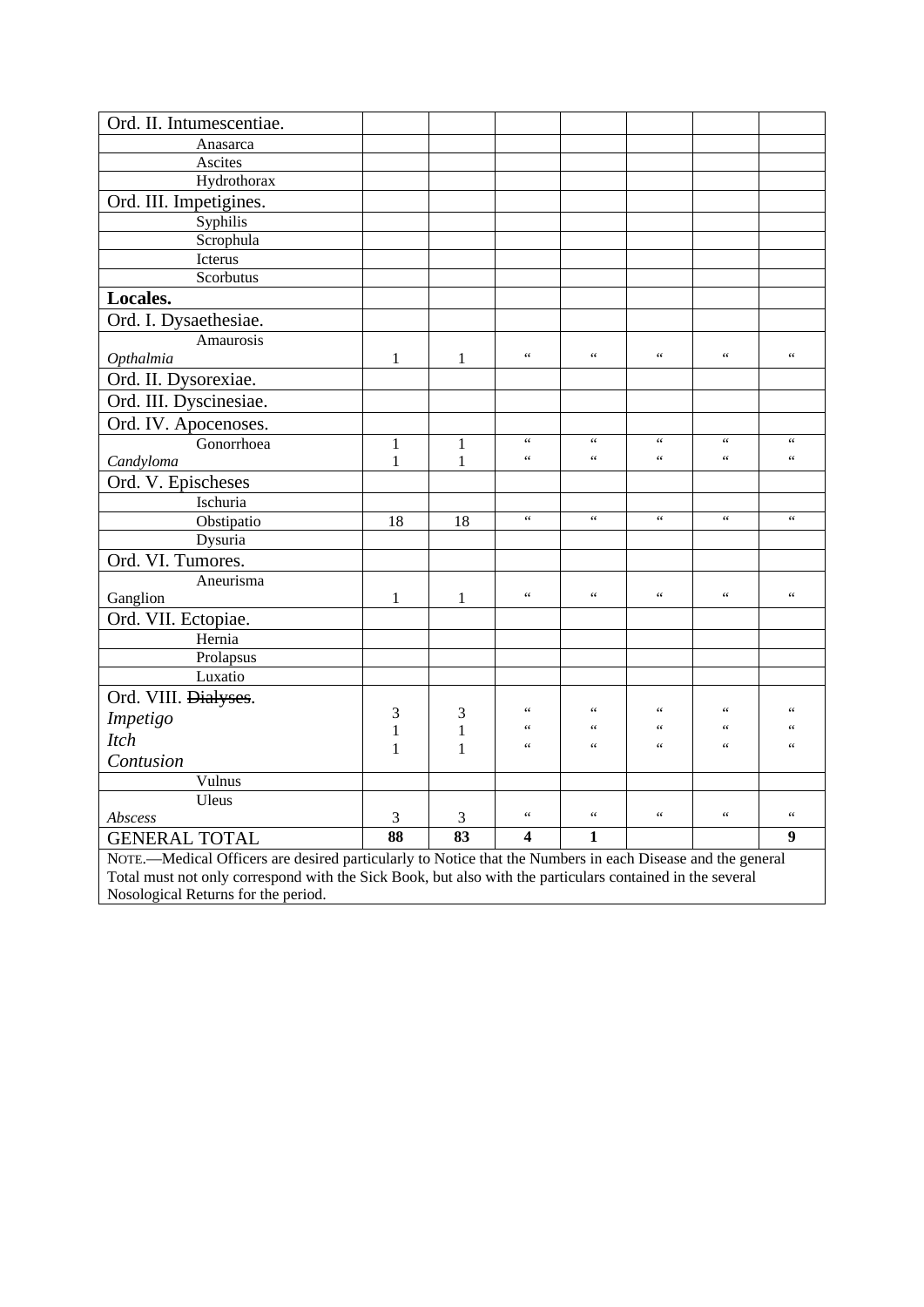| Ord. II. Intumescentiae. | | | | | | | |
|---|---|---|---|---|---|---|---|
| Anasarca | | | | | | | |
| Ascites | | | | | | | |
| Hydrothorax | | | | | | | |
| Ord. III. Impetigines. | | | | | | | |
| Syphilis | | | | | | | |
| Scrophula | | | | | | | |
| Icterus | | | | | | | |
| Scorbutus | | | | | | | |
| **Locales.** | | | | | | | |
| Ord. I. Dysaethesiae. | | | | | | | |
| Amaurosis<br>*Opthalmia* | 1 | 1 | " | " | " | " | " |
| Ord. II. Dysorexiae. | | | | | | | |
| Ord. III. Dyscinesiae. | | | | | | | |
| Ord. IV. Apocenoses. | | | | | | | |
| Gonorrhoea<br>*Candyloma* | 1<br>1 | 1<br>1 | "<br>" | "<br>" | "<br>" | "<br>" | "<br>" |
| Ord. V. Epischeses | | | | | | | |
| Ischuria | | | | | | | |
| Obstipatio | 18 | 18 | " | " | " | " | " |
| Dysuria | | | | | | | |
| Ord. VI. Tumores. | | | | | | | |
| Aneurisma<br>Ganglion | 1 | 1 | " | " | " | " | " |
| Ord. VII. Ectopiae. | | | | | | | |
| Hernia | | | | | | | |
| Prolapsus | | | | | | | |
| Luxatio | | | | | | | |
| Ord. VIII. ~~Dialyses~~.<br>*Impetigo*<br>*Itch*<br>*Contusion* | 3<br>1<br>1 | 3<br>1<br>1 | "<br>"<br>" | "<br>"<br>" | "<br>"<br>" | "<br>"<br>" | "<br>"<br>" |
| Vulnus | | | | | | | |
| Uleus<br>*Abscess* | 3 | 3 | " | " | " | " | " |
| GENERAL TOTAL | **88** | **83** | **4** | **1** | | | **9** |
| NOTE.—Medical Officers are desired particularly to Notice that the Numbers in each Disease and the general Total must not only correspond with the Sick Book, but also with the particulars contained in the several Nosological Returns for the period. | | | | | | | |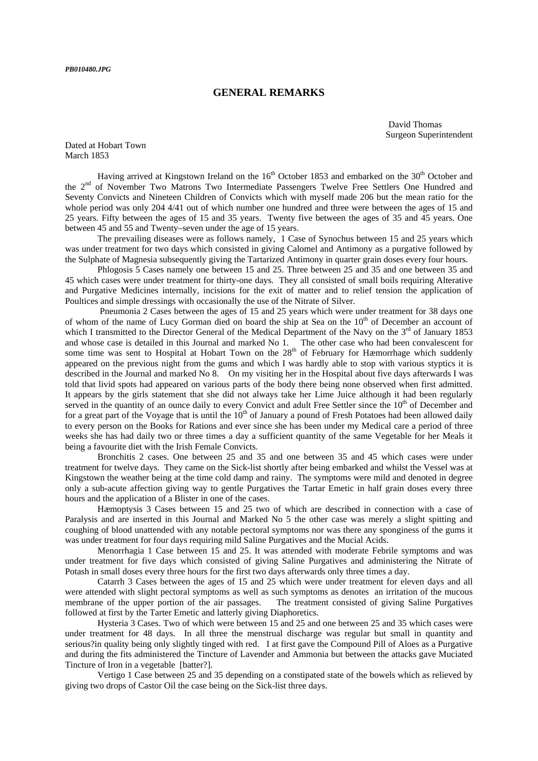*PB010480.JPG*

## GENERAL REMARKS

David Thomas
Surgeon Superintendent

Dated at Hobart Town
March 1853

Having arrived at Kingstown Ireland on the 16th October 1853 and embarked on the 30th October and the 2nd of November Two Matrons Two Intermediate Passengers Twelve Free Settlers One Hundred and Seventy Convicts and Nineteen Children of Convicts which with myself made 206 but the mean ratio for the whole period was only 204 4/41 out of which number one hundred and three were between the ages of 15 and 25 years. Fifty between the ages of 15 and 35 years. Twenty five between the ages of 35 and 45 years. One between 45 and 55 and Twenty–seven under the age of 15 years.

The prevailing diseases were as follows namely, 1 Case of Synochus between 15 and 25 years which was under treatment for two days which consisted in giving Calomel and Antimony as a purgative followed by the Sulphate of Magnesia subsequently giving the Tartarized Antimony in quarter grain doses every four hours.

Phlogosis 5 Cases namely one between 15 and 25. Three between 25 and 35 and one between 35 and 45 which cases were under treatment for thirty-one days. They all consisted of small boils requiring Alterative and Purgative Medicines internally, incisions for the exit of matter and to relief tension the application of Poultices and simple dressings with occasionally the use of the Nitrate of Silver.

Pneumonia 2 Cases between the ages of 15 and 25 years which were under treatment for 38 days one of whom of the name of Lucy Gorman died on board the ship at Sea on the 10th of December an account of which I transmitted to the Director General of the Medical Department of the Navy on the 3rd of January 1853 and whose case is detailed in this Journal and marked No 1. The other case who had been convalescent for some time was sent to Hospital at Hobart Town on the 28th of February for Hæmorrhage which suddenly appeared on the previous night from the gums and which I was hardly able to stop with various styptics it is described in the Journal and marked No 8. On my visiting her in the Hospital about five days afterwards I was told that livid spots had appeared on various parts of the body there being none observed when first admitted. It appears by the girls statement that she did not always take her Lime Juice although it had been regularly served in the quantity of an ounce daily to every Convict and adult Free Settler since the 10th of December and for a great part of the Voyage that is until the 10th of January a pound of Fresh Potatoes had been allowed daily to every person on the Books for Rations and ever since she has been under my Medical care a period of three weeks she has had daily two or three times a day a sufficient quantity of the same Vegetable for her Meals it being a favourite diet with the Irish Female Convicts.

Bronchitis 2 cases. One between 25 and 35 and one between 35 and 45 which cases were under treatment for twelve days. They came on the Sick-list shortly after being embarked and whilst the Vessel was at Kingstown the weather being at the time cold damp and rainy. The symptoms were mild and denoted in degree only a sub-acute affection giving way to gentle Purgatives the Tartar Emetic in half grain doses every three hours and the application of a Blister in one of the cases.

Hæmoptysis 3 Cases between 15 and 25 two of which are described in connection with a case of Paralysis and are inserted in this Journal and Marked No 5 the other case was merely a slight spitting and coughing of blood unattended with any notable pectoral symptoms nor was there any sponginess of the gums it was under treatment for four days requiring mild Saline Purgatives and the Mucial Acids.

Menorrhagia 1 Case between 15 and 25. It was attended with moderate Febrile symptoms and was under treatment for five days which consisted of giving Saline Purgatives and administering the Nitrate of Potash in small doses every three hours for the first two days afterwards only three times a day.

Catarrh 3 Cases between the ages of 15 and 25 which were under treatment for eleven days and all were attended with slight pectoral symptoms as well as such symptoms as denotes an irritation of the mucous membrane of the upper portion of the air passages. The treatment consisted of giving Saline Purgatives followed at first by the Tarter Emetic and latterly giving Diaphoretics.

Hysteria 3 Cases. Two of which were between 15 and 25 and one between 25 and 35 which cases were under treatment for 48 days. In all three the menstrual discharge was regular but small in quantity and serious?in quality being only slightly tinged with red. I at first gave the Compound Pill of Aloes as a Purgative and during the fits administered the Tincture of Lavender and Ammonia but between the attacks gave Muciated Tincture of Iron in a vegetable [batter?].

Vertigo 1 Case between 25 and 35 depending on a constipated state of the bowels which as relieved by giving two drops of Castor Oil the case being on the Sick-list three days.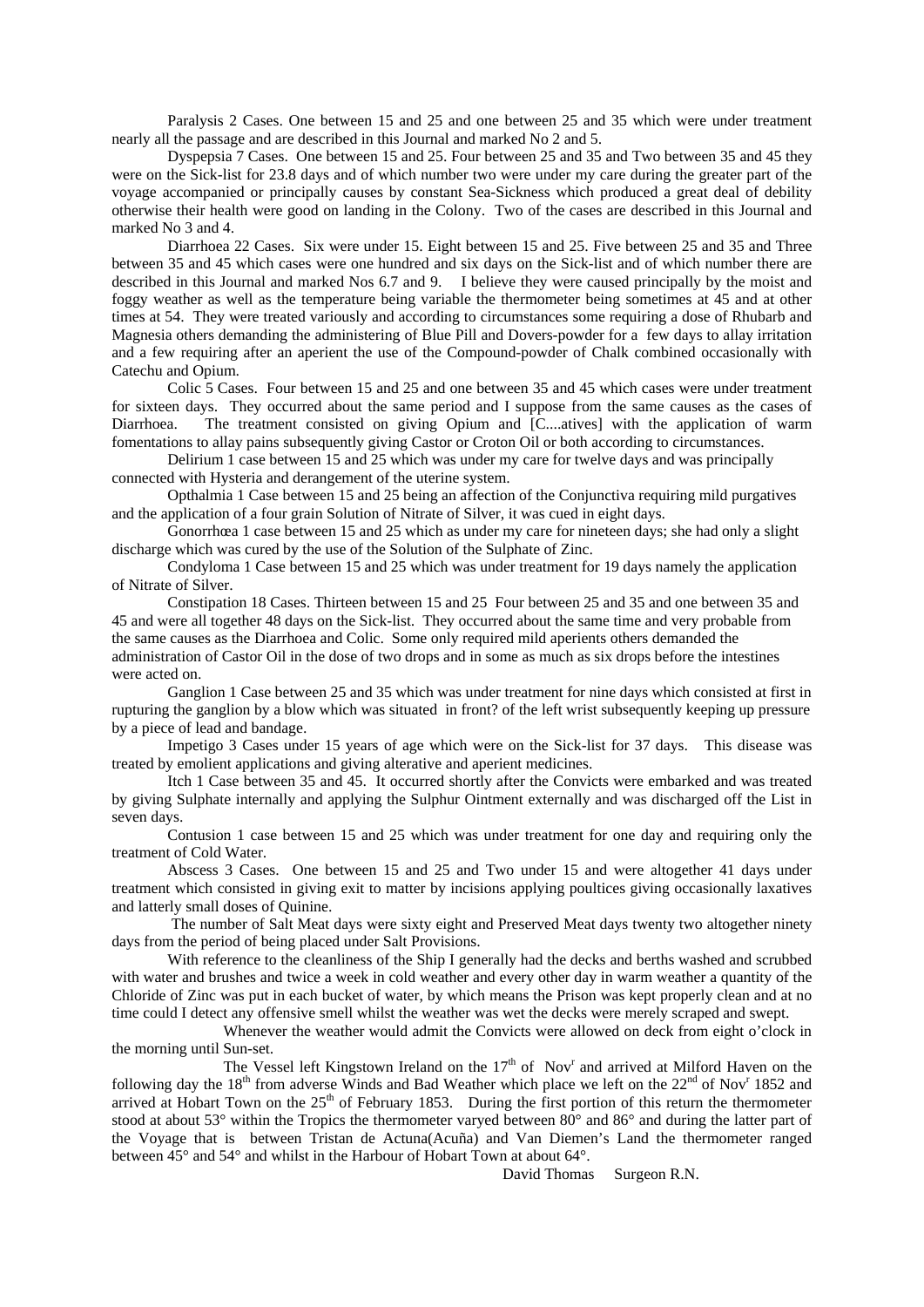Paralysis 2 Cases. One between 15 and 25 and one between 25 and 35 which were under treatment nearly all the passage and are described in this Journal and marked No 2 and 5.

Dyspepsia 7 Cases. One between 15 and 25. Four between 25 and 35 and Two between 35 and 45 they were on the Sick-list for 23.8 days and of which number two were under my care during the greater part of the voyage accompanied or principally causes by constant Sea-Sickness which produced a great deal of debility otherwise their health were good on landing in the Colony. Two of the cases are described in this Journal and marked No 3 and 4.

Diarrhoea 22 Cases. Six were under 15. Eight between 15 and 25. Five between 25 and 35 and Three between 35 and 45 which cases were one hundred and six days on the Sick-list and of which number there are described in this Journal and marked Nos 6.7 and 9. I believe they were caused principally by the moist and foggy weather as well as the temperature being variable the thermometer being sometimes at 45 and at other times at 54. They were treated variously and according to circumstances some requiring a dose of Rhubarb and Magnesia others demanding the administering of Blue Pill and Dovers-powder for a few days to allay irritation and a few requiring after an aperient the use of the Compound-powder of Chalk combined occasionally with Catechu and Opium.

Colic 5 Cases. Four between 15 and 25 and one between 35 and 45 which cases were under treatment for sixteen days. They occurred about the same period and I suppose from the same causes as the cases of Diarrhoea. The treatment consisted on giving Opium and [C....atives] with the application of warm fomentations to allay pains subsequently giving Castor or Croton Oil or both according to circumstances.

Delirium 1 case between 15 and 25 which was under my care for twelve days and was principally connected with Hysteria and derangement of the uterine system.

Opthalmia 1 Case between 15 and 25 being an affection of the Conjunctiva requiring mild purgatives and the application of a four grain Solution of Nitrate of Silver, it was cued in eight days.

Gonorrhœa 1 case between 15 and 25 which as under my care for nineteen days; she had only a slight discharge which was cured by the use of the Solution of the Sulphate of Zinc.

Condyloma 1 Case between 15 and 25 which was under treatment for 19 days namely the application of Nitrate of Silver.

Constipation 18 Cases. Thirteen between 15 and 25 Four between 25 and 35 and one between 35 and 45 and were all together 48 days on the Sick-list. They occurred about the same time and very probable from the same causes as the Diarrhoea and Colic. Some only required mild aperients others demanded the administration of Castor Oil in the dose of two drops and in some as much as six drops before the intestines were acted on.

Ganglion 1 Case between 25 and 35 which was under treatment for nine days which consisted at first in rupturing the ganglion by a blow which was situated in front? of the left wrist subsequently keeping up pressure by a piece of lead and bandage.

Impetigo 3 Cases under 15 years of age which were on the Sick-list for 37 days. This disease was treated by emolient applications and giving alterative and aperient medicines.

Itch 1 Case between 35 and 45. It occurred shortly after the Convicts were embarked and was treated by giving Sulphate internally and applying the Sulphur Ointment externally and was discharged off the List in seven days.

Contusion 1 case between 15 and 25 which was under treatment for one day and requiring only the treatment of Cold Water.

Abscess 3 Cases. One between 15 and 25 and Two under 15 and were altogether 41 days under treatment which consisted in giving exit to matter by incisions applying poultices giving occasionally laxatives and latterly small doses of Quinine.

The number of Salt Meat days were sixty eight and Preserved Meat days twenty two altogether ninety days from the period of being placed under Salt Provisions.

With reference to the cleanliness of the Ship I generally had the decks and berths washed and scrubbed with water and brushes and twice a week in cold weather and every other day in warm weather a quantity of the Chloride of Zinc was put in each bucket of water, by which means the Prison was kept properly clean and at no time could I detect any offensive smell whilst the weather was wet the decks were merely scraped and swept.

Whenever the weather would admit the Convicts were allowed on deck from eight o'clock in the morning until Sun-set.

The Vessel left Kingstown Ireland on the 17th of Novr and arrived at Milford Haven on the following day the 18th from adverse Winds and Bad Weather which place we left on the 22nd of Novr 1852 and arrived at Hobart Town on the 25th of February 1853. During the first portion of this return the thermometer stood at about 53° within the Tropics the thermometer varyed between 80° and 86° and during the latter part of the Voyage that is between Tristan de Actuna(Acuña) and Van Diemen's Land the thermometer ranged between 45° and 54° and whilst in the Harbour of Hobart Town at about 64°.

David Thomas Surgeon R.N.